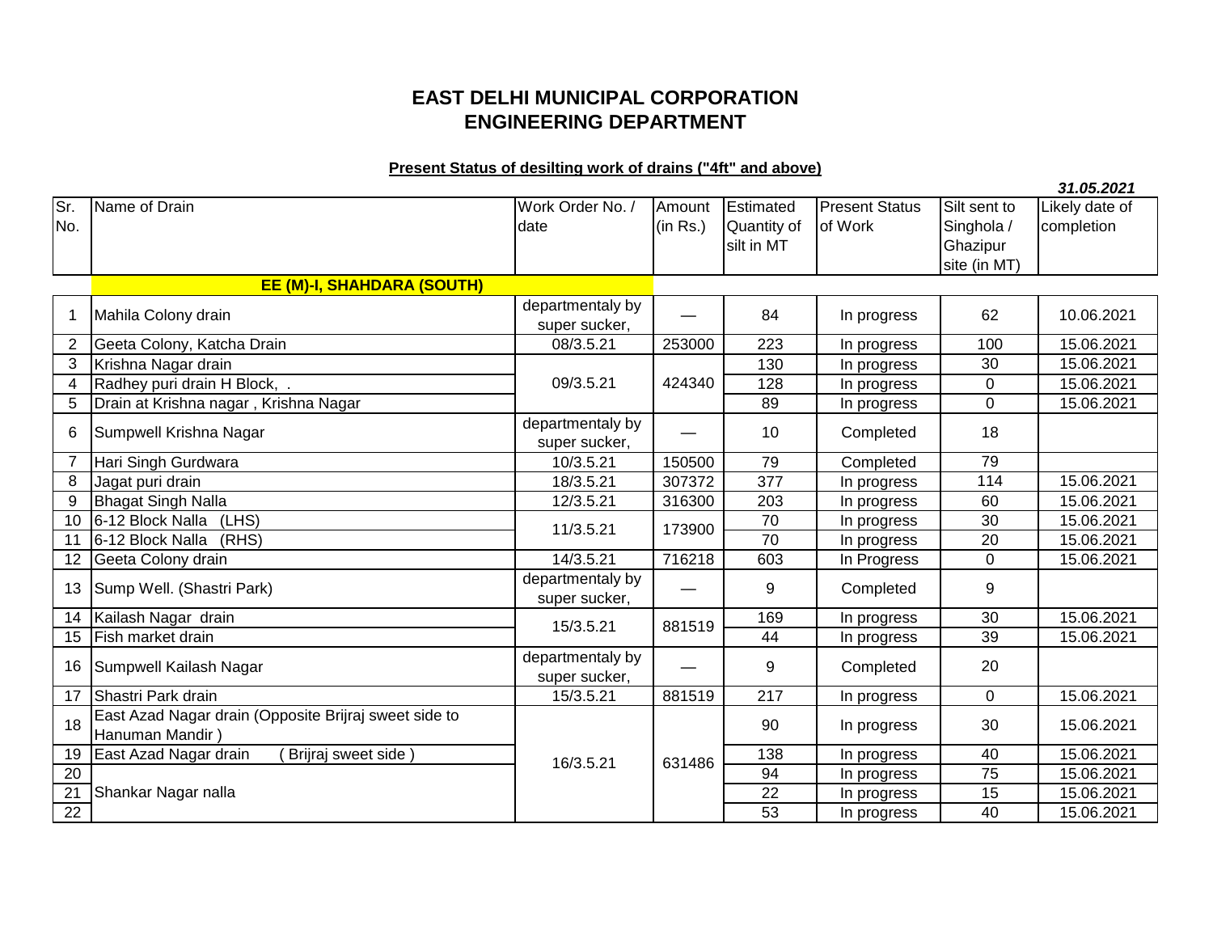# EAST DELHI MUNICIPAL CORPORATION
# ENGINEERING DEPARTMENT

**Present Status of desilting work of drains ("4ft" and above)**

***31.05.2021***

| Sr. No. | Name of Drain | Work Order No. / date | Amount (in Rs.) | Estimated Quantity of silt in MT | Present Status of Work | Silt sent to Singhola / Ghazipur site (in MT) | Likely date of completion |
|---|---|---|---|---|---|---|---|
| | **EE (M)-I, SHAHDARA (SOUTH)** | | | | | | |
| 1 | Mahila Colony drain | departmentaly by super sucker, | — | 84 | In progress | 62 | 10.06.2021 |
| 2 | Geeta Colony, Katcha Drain | 08/3.5.21 | 253000 | 223 | In progress | 100 | 15.06.2021 |
| 3 | Krishna Nagar drain | 09/3.5.21 | 424340 | 130 | In progress | 30 | 15.06.2021 |
| 4 | Radhey puri drain H Block, . | | | 128 | In progress | 0 | 15.06.2021 |
| 5 | Drain at Krishna nagar , Krishna Nagar | | | 89 | In progress | 0 | 15.06.2021 |
| 6 | Sumpwell Krishna Nagar | departmentaly by super sucker, | — | 10 | Completed | 18 | |
| 7 | Hari Singh Gurdwara | 10/3.5.21 | 150500 | 79 | Completed | 79 | |
| 8 | Jagat puri drain | 18/3.5.21 | 307372 | 377 | In progress | 114 | 15.06.2021 |
| 9 | Bhagat Singh Nalla | 12/3.5.21 | 316300 | 203 | In progress | 60 | 15.06.2021 |
| 10 | 6-12 Block Nalla (LHS) | 11/3.5.21 | 173900 | 70 | In progress | 30 | 15.06.2021 |
| 11 | 6-12 Block Nalla (RHS) | | | 70 | In progress | 20 | 15.06.2021 |
| 12 | Geeta Colony drain | 14/3.5.21 | 716218 | 603 | In Progress | 0 | 15.06.2021 |
| 13 | Sump Well. (Shastri Park) | departmentaly by super sucker, | — | 9 | Completed | 9 | |
| 14 | Kailash Nagar drain | 15/3.5.21 | 881519 | 169 | In progress | 30 | 15.06.2021 |
| 15 | Fish market drain | | | 44 | In progress | 39 | 15.06.2021 |
| 16 | Sumpwell Kailash Nagar | departmentaly by super sucker, | — | 9 | Completed | 20 | |
| 17 | Shastri Park drain | 15/3.5.21 | 881519 | 217 | In progress | 0 | 15.06.2021 |
| 18 | East Azad Nagar drain (Opposite Brijraj sweet side to Hanuman Mandir ) | 16/3.5.21 | 631486 | 90 | In progress | 30 | 15.06.2021 |
| 19 | East Azad Nagar drain ( Brijraj sweet side ) | | | 138 | In progress | 40 | 15.06.2021 |
| 20 | Shankar Nagar nalla | | | 94 | In progress | 75 | 15.06.2021 |
| 21 | | | | 22 | In progress | 15 | 15.06.2021 |
| 22 | | | | 53 | In progress | 40 | 15.06.2021 |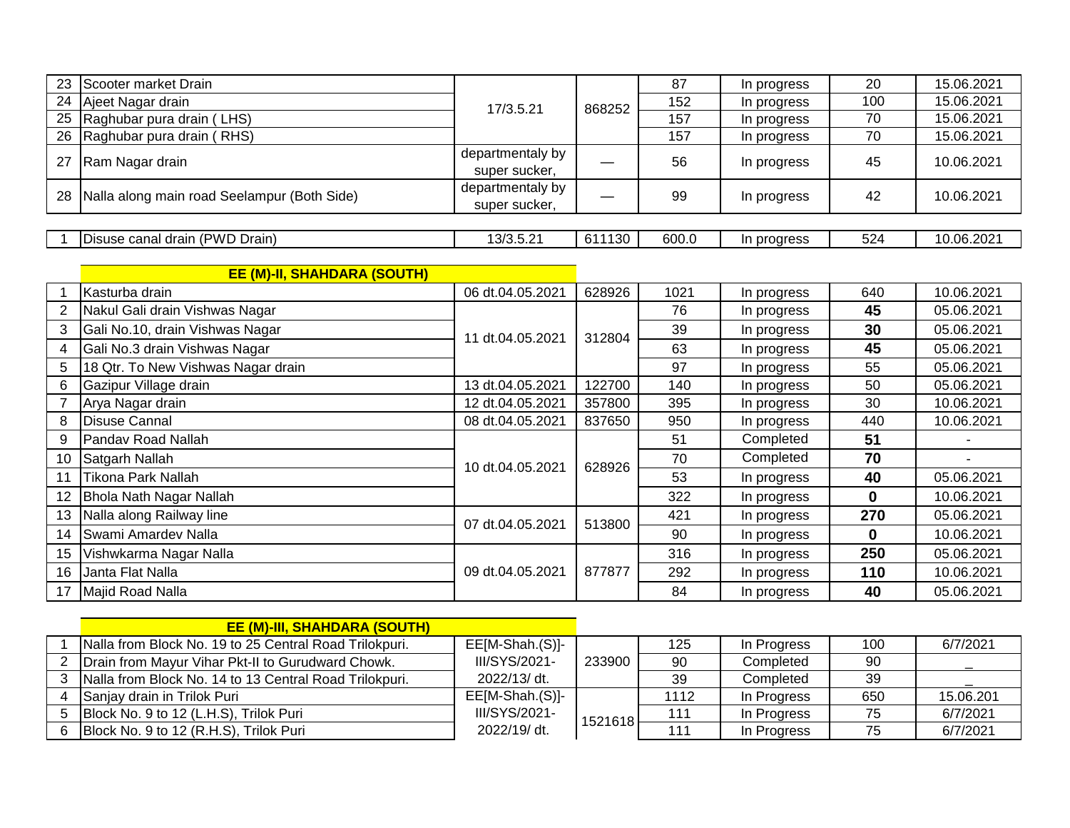| | | | | | | | |
|---|---|---|---|---|---|---|---|
| 23 | Scooter market Drain | 17/3.5.21 | 868252 | 87 | In progress | 20 | 15.06.2021 |
| 24 | Ajeet Nagar drain | | | 152 | In progress | 100 | 15.06.2021 |
| 25 | Raghubar pura drain ( LHS) | | | 157 | In progress | 70 | 15.06.2021 |
| 26 | Raghubar pura drain ( RHS) | | | 157 | In progress | 70 | 15.06.2021 |
| 27 | Ram Nagar drain | departmentaly by super sucker, | — | 56 | In progress | 45 | 10.06.2021 |
| 28 | Nalla along main road Seelampur (Both Side) | departmentaly by super sucker, | — | 99 | In progress | 42 | 10.06.2021 |

| | | | | | | | |
|---|---|---|---|---|---|---|---|
| 1 | Disuse canal drain (PWD Drain) | 13/3.5.21 | 611130 | 600.0 | In progress | 524 | 10.06.2021 |

**EE (M)-II, SHAHDARA (SOUTH)**

| | | | | | | | |
|---|---|---|---|---|---|---|---|
| 1 | Kasturba drain | 06 dt.04.05.2021 | 628926 | 1021 | In progress | 640 | 10.06.2021 |
| 2 | Nakul Gali drain Vishwas Nagar | 11 dt.04.05.2021 | 312804 | 76 | In progress | **45** | 05.06.2021 |
| 3 | Gali No.10, drain Vishwas Nagar | | | 39 | In progress | **30** | 05.06.2021 |
| 4 | Gali No.3 drain Vishwas Nagar | | | 63 | In progress | **45** | 05.06.2021 |
| 5 | 18 Qtr. To New Vishwas Nagar drain | | | 97 | In progress | 55 | 05.06.2021 |
| 6 | Gazipur Village drain | 13 dt.04.05.2021 | 122700 | 140 | In progress | 50 | 05.06.2021 |
| 7 | Arya Nagar drain | 12 dt.04.05.2021 | 357800 | 395 | In progress | 30 | 10.06.2021 |
| 8 | Disuse Cannal | 08 dt.04.05.2021 | 837650 | 950 | In progress | 440 | 10.06.2021 |
| 9 | Pandav Road Nallah | 10 dt.04.05.2021 | 628926 | 51 | Completed | **51** | - |
| 10 | Satgarh Nallah | | | 70 | Completed | **70** | - |
| 11 | Tikona Park Nallah | | | 53 | In progress | **40** | 05.06.2021 |
| 12 | Bhola Nath Nagar Nallah | | | 322 | In progress | **0** | 10.06.2021 |
| 13 | Nalla along Railway line | 07 dt.04.05.2021 | 513800 | 421 | In progress | **270** | 05.06.2021 |
| 14 | Swami Amardev Nalla | | | 90 | In progress | **0** | 10.06.2021 |
| 15 | Vishwkarma Nagar Nalla | 09 dt.04.05.2021 | 877877 | 316 | In progress | **250** | 05.06.2021 |
| 16 | Janta Flat Nalla | | | 292 | In progress | **110** | 10.06.2021 |
| 17 | Majid Road Nalla | | | 84 | In progress | **40** | 05.06.2021 |

**EE (M)-III, SHAHDARA (SOUTH)**

| | | | | | | | |
|---|---|---|---|---|---|---|---|
| 1 | Nalla from Block No. 19 to 25 Central Road Trilokpuri. | EE[M-Shah.(S)]-III/SYS/2021-2022/13/ dt. | 233900 | 125 | In Progress | 100 | 6/7/2021 |
| 2 | Drain from Mayur Vihar Pkt-II to Gurudward Chowk. | | | 90 | Completed | 90 | _ |
| 3 | Nalla from Block No. 14 to 13 Central Road Trilokpuri. | | | 39 | Completed | 39 | _ |
| 4 | Sanjay drain in Trilok Puri | EE[M-Shah.(S)]-III/SYS/2021-2022/19/ dt. | 1521618 | 1112 | In Progress | 650 | 15.06.201 |
| 5 | Block No. 9 to 12 (L.H.S), Trilok Puri | | | 111 | In Progress | 75 | 6/7/2021 |
| 6 | Block No. 9 to 12 (R.H.S), Trilok Puri | | | 111 | In Progress | 75 | 6/7/2021 |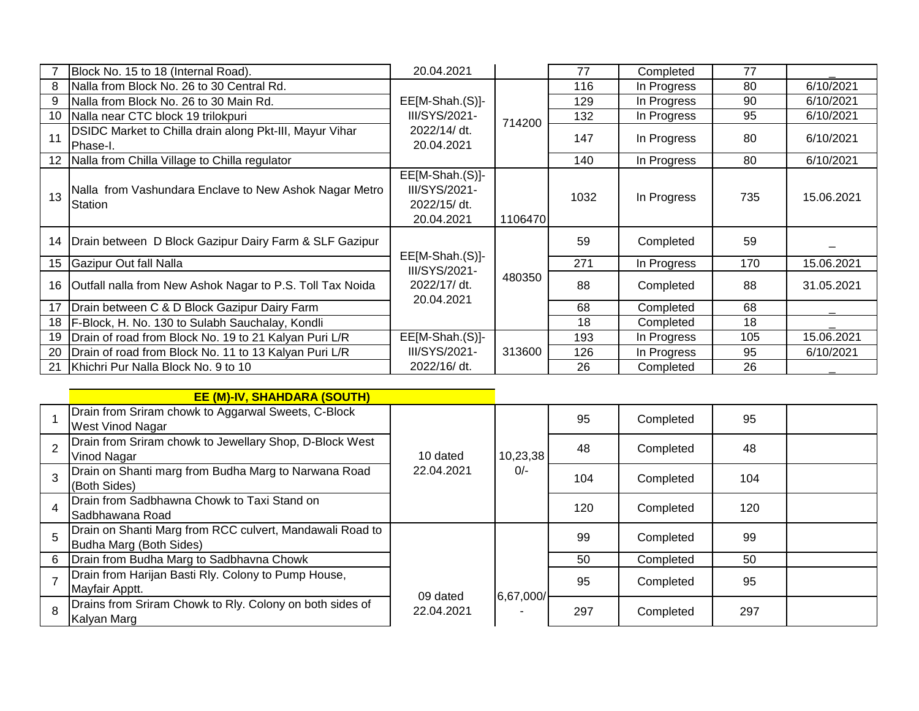| 7 | Block No. 15 to 18 (Internal Road). | 20.04.2021 | | 77 | Completed | 77 | _ |
|---|---|---|---|---|---|---|---|
| 8 | Nalla from Block No. 26 to 30 Central Rd. | EE[M-Shah.(S)]-III/SYS/2021-2022/14/ dt. 20.04.2021 | 714200 | 116 | In Progress | 80 | 6/10/2021 |
| 9 | Nalla from Block No. 26 to 30 Main Rd. | | | 129 | In Progress | 90 | 6/10/2021 |
| 10 | Nalla near CTC block 19 trilokpuri | | | 132 | In Progress | 95 | 6/10/2021 |
| 11 | DSIDC Market to Chilla drain along Pkt-III, Mayur Vihar Phase-I. | | | 147 | In Progress | 80 | 6/10/2021 |
| 12 | Nalla from Chilla Village to Chilla regulator | | | 140 | In Progress | 80 | 6/10/2021 |
| 13 | Nalla from Vashundara Enclave to New Ashok Nagar Metro Station | EE[M-Shah.(S)]-III/SYS/2021-2022/15/ dt. 20.04.2021 | 1106470 | 1032 | In Progress | 735 | 15.06.2021 |
| 14 | Drain between D Block Gazipur Dairy Farm & SLF Gazipur | EE[M-Shah.(S)]-III/SYS/2021-2022/17/ dt. 20.04.2021 | 480350 | 59 | Completed | 59 | _ |
| 15 | Gazipur Out fall Nalla | | | 271 | In Progress | 170 | 15.06.2021 |
| 16 | Outfall nalla from New Ashok Nagar to P.S. Toll Tax Noida | | | 88 | Completed | 88 | 31.05.2021 |
| 17 | Drain between C & D Block Gazipur Dairy Farm | | | 68 | Completed | 68 | _ |
| 18 | F-Block, H. No. 130 to Sulabh Sauchalay, Kondli | | | 18 | Completed | 18 | _ |
| 19 | Drain of road from Block No. 19 to 21 Kalyan Puri L/R | EE[M-Shah.(S)]-III/SYS/2021-2022/16/ dt. | 313600 | 193 | In Progress | 105 | 15.06.2021 |
| 20 | Drain of road from Block No. 11 to 13 Kalyan Puri L/R | | | 126 | In Progress | 95 | 6/10/2021 |
| 21 | Khichri Pur Nalla Block No. 9 to 10 | | | 26 | Completed | 26 | _ |

**EE (M)-IV, SHAHDARA (SOUTH)**

| 1 | Drain from Sriram chowk to Aggarwal Sweets, C-Block West Vinod Nagar | 10 dated 22.04.2021 | 10,23,380/- | 95 | Completed | 95 | |
|---|---|---|---|---|---|---|---|
| 2 | Drain from Sriram chowk to Jewellary Shop, D-Block West Vinod Nagar | | | 48 | Completed | 48 | |
| 3 | Drain on Shanti marg from Budha Marg to Narwana Road (Both Sides) | | | 104 | Completed | 104 | |
| 4 | Drain from Sadbhawna Chowk to Taxi Stand on Sadbhawana Road | | | 120 | Completed | 120 | |
| 5 | Drain on Shanti Marg from RCC culvert, Mandawali Road to Budha Marg (Both Sides) | 09 dated 22.04.2021 | 6,67,000/- | 99 | Completed | 99 | |
| 6 | Drain from Budha Marg to Sadbhavna Chowk | | | 50 | Completed | 50 | |
| 7 | Drain from Harijan Basti Rly. Colony to Pump House, Mayfair Apptt. | | | 95 | Completed | 95 | |
| 8 | Drains from Sriram Chowk to Rly. Colony on both sides of Kalyan Marg | | | 297 | Completed | 297 | |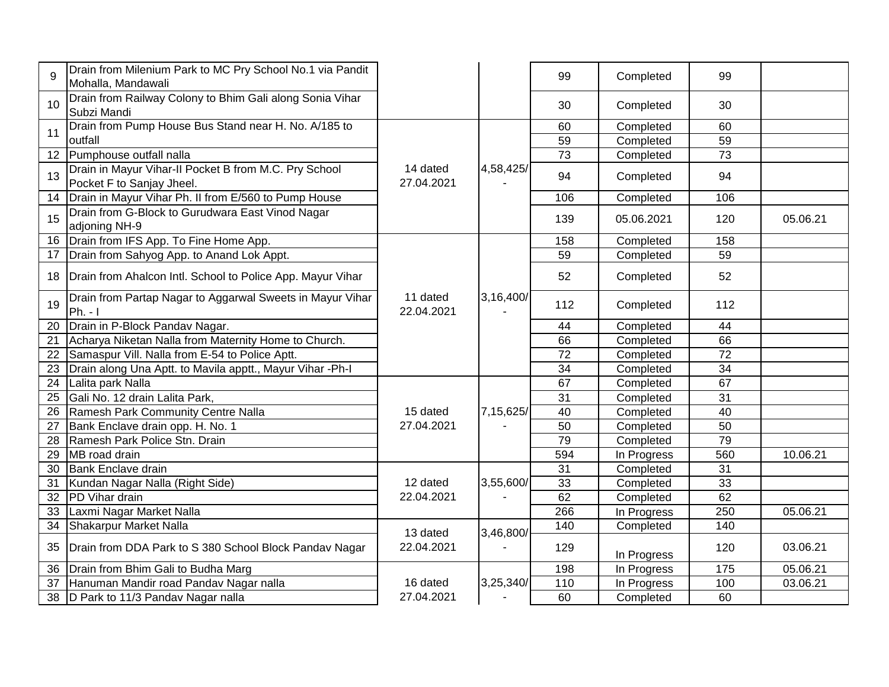| 9 | Drain from Milenium Park to MC Pry School No.1 via Pandit Mohalla, Mandawali | | | 99 | Completed | 99 | |
|---|---|---|---|---|---|---|---|
| 10 | Drain from Railway Colony to Bhim Gali along Sonia Vihar Subzi Mandi | | | 30 | Completed | 30 | |
| 11 | Drain from Pump House Bus Stand near H. No. A/185 to outfall | 14 dated 27.04.2021 | 4,58,425/- | 60 | Completed | 60 | |
| | | | | 59 | Completed | 59 | |
| 12 | Pumphouse outfall nalla | | | 73 | Completed | 73 | |
| 13 | Drain in Mayur Vihar-II Pocket B from M.C. Pry School Pocket F to Sanjay Jheel. | | | 94 | Completed | 94 | |
| 14 | Drain in Mayur Vihar Ph. II from E/560 to Pump House | | | 106 | Completed | 106 | |
| 15 | Drain from G-Block to Gurudwara East Vinod Nagar adjoning NH-9 | | | 139 | 05.06.2021 | 120 | 05.06.21 |
| 16 | Drain from IFS App. To Fine Home App. | 11 dated 22.04.2021 | 3,16,400/- | 158 | Completed | 158 | |
| 17 | Drain from Sahyog App. to Anand Lok Appt. | | | 59 | Completed | 59 | |
| 18 | Drain from Ahalcon Intl. School to Police App. Mayur Vihar | | | 52 | Completed | 52 | |
| 19 | Drain from Partap Nagar to Aggarwal Sweets in Mayur Vihar Ph. - I | | | 112 | Completed | 112 | |
| 20 | Drain in P-Block Pandav Nagar. | | | 44 | Completed | 44 | |
| 21 | Acharya Niketan Nalla from Maternity Home to Church. | | | 66 | Completed | 66 | |
| 22 | Samaspur Vill. Nalla from E-54 to Police Aptt. | | | 72 | Completed | 72 | |
| 23 | Drain along Una Aptt. to Mavila apptt., Mayur Vihar -Ph-I | | | 34 | Completed | 34 | |
| 24 | Lalita park Nalla | 15 dated 27.04.2021 | 7,15,625/- | 67 | Completed | 67 | |
| 25 | Gali No. 12 drain Lalita Park, | | | 31 | Completed | 31 | |
| 26 | Ramesh Park Community Centre Nalla | | | 40 | Completed | 40 | |
| 27 | Bank Enclave drain opp. H. No. 1 | | | 50 | Completed | 50 | |
| 28 | Ramesh Park Police Stn. Drain | | | 79 | Completed | 79 | |
| 29 | MB road drain | | | 594 | In Progress | 560 | 10.06.21 |
| 30 | Bank Enclave drain | 12 dated 22.04.2021 | 3,55,600/- | 31 | Completed | 31 | |
| 31 | Kundan Nagar Nalla (Right Side) | | | 33 | Completed | 33 | |
| 32 | PD Vihar drain | | | 62 | Completed | 62 | |
| 33 | Laxmi Nagar Market Nalla | | | 266 | In Progress | 250 | 05.06.21 |
| 34 | Shakarpur Market Nalla | 13 dated 22.04.2021 | 3,46,800/- | 140 | Completed | 140 | |
| 35 | Drain from DDA Park to S 380 School Block Pandav Nagar | | | 129 | In Progress | 120 | 03.06.21 |
| 36 | Drain from Bhim Gali to Budha Marg | 16 dated 27.04.2021 | 3,25,340/- | 198 | In Progress | 175 | 05.06.21 |
| 37 | Hanuman Mandir road Pandav Nagar nalla | | | 110 | In Progress | 100 | 03.06.21 |
| 38 | D Park to 11/3 Pandav Nagar nalla | | | 60 | Completed | 60 | |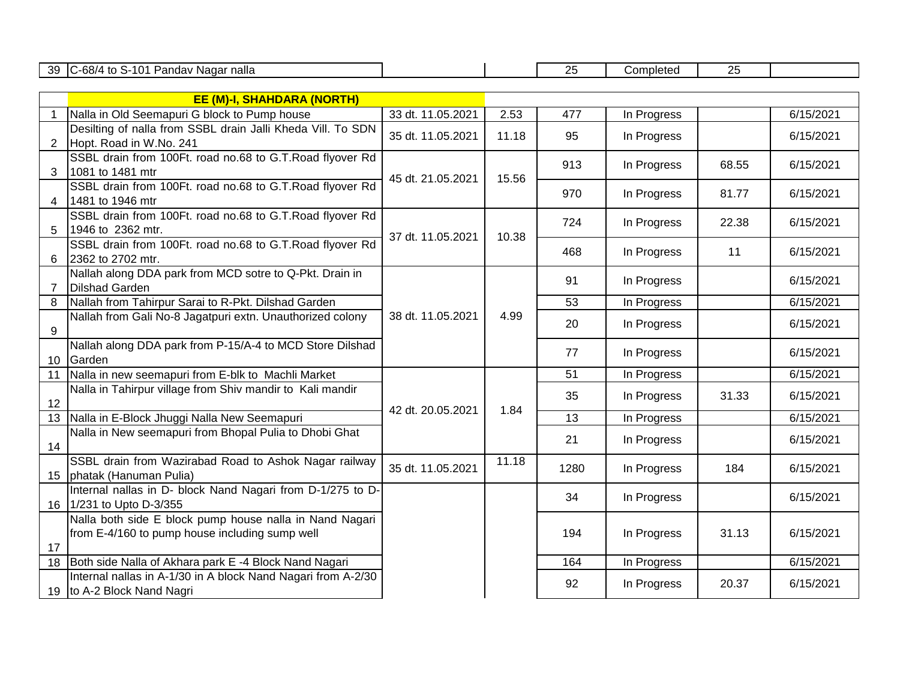| 39 | C-68/4 to S-101 Pandav Nagar nalla | | | 25 | Completed | 25 | |
|---|---|---|---|---|---|---|---|
| | **EE (M)-I, SHAHDARA (NORTH)** | | | | | | |
| 1 | Nalla in Old Seemapuri G block to Pump house | 33 dt. 11.05.2021 | 2.53 | 477 | In Progress | | 6/15/2021 |
| 2 | Desilting of nalla from SSBL drain Jalli Kheda Vill. To SDN Hopt. Road in W.No. 241 | 35 dt. 11.05.2021 | 11.18 | 95 | In Progress | | 6/15/2021 |
| 3 | SSBL drain from 100Ft. road no.68 to G.T.Road flyover Rd 1081 to 1481 mtr | 45 dt. 21.05.2021 | 15.56 | 913 | In Progress | 68.55 | 6/15/2021 |
| 4 | SSBL drain from 100Ft. road no.68 to G.T.Road flyover Rd 1481 to 1946 mtr | | | 970 | In Progress | 81.77 | 6/15/2021 |
| 5 | SSBL drain from 100Ft. road no.68 to G.T.Road flyover Rd 1946 to 2362 mtr. | 37 dt. 11.05.2021 | 10.38 | 724 | In Progress | 22.38 | 6/15/2021 |
| 6 | SSBL drain from 100Ft. road no.68 to G.T.Road flyover Rd 2362 to 2702 mtr. | | | 468 | In Progress | 11 | 6/15/2021 |
| 7 | Nallah along DDA park from MCD sotre to Q-Pkt. Drain in Dilshad Garden | 38 dt. 11.05.2021 | 4.99 | 91 | In Progress | | 6/15/2021 |
| 8 | Nallah from Tahirpur Sarai to R-Pkt. Dilshad Garden | | | 53 | In Progress | | 6/15/2021 |
| 9 | Nallah from Gali No-8 Jagatpuri extn. Unauthorized colony | | | 20 | In Progress | | 6/15/2021 |
| 10 | Nallah along DDA park from P-15/A-4 to MCD Store Dilshad Garden | | | 77 | In Progress | | 6/15/2021 |
| 11 | Nalla in new seemapuri from E-blk to Machli Market | 42 dt. 20.05.2021 | 1.84 | 51 | In Progress | | 6/15/2021 |
| 12 | Nalla in Tahirpur village from Shiv mandir to Kali mandir | | | 35 | In Progress | 31.33 | 6/15/2021 |
| 13 | Nalla in E-Block Jhuggi Nalla New Seemapuri | | | 13 | In Progress | | 6/15/2021 |
| 14 | Nalla in New seemapuri from Bhopal Pulia to Dhobi Ghat | | | 21 | In Progress | | 6/15/2021 |
| 15 | SSBL drain from Wazirabad Road to Ashok Nagar railway phatak (Hanuman Pulia) | 35 dt. 11.05.2021 | 11.18 | 1280 | In Progress | 184 | 6/15/2021 |
| 16 | Internal nallas in D- block Nand Nagari from D-1/275 to D-1/231 to Upto D-3/355 | | | 34 | In Progress | | 6/15/2021 |
| 17 | Nalla both side E block pump house nalla in Nand Nagari from E-4/160 to pump house including sump well | | | 194 | In Progress | 31.13 | 6/15/2021 |
| 18 | Both side Nalla of Akhara park E -4 Block Nand Nagari | | | 164 | In Progress | | 6/15/2021 |
| 19 | Internal nallas in A-1/30 in A block Nand Nagari from A-2/30 to A-2 Block Nand Nagri | | | 92 | In Progress | 20.37 | 6/15/2021 |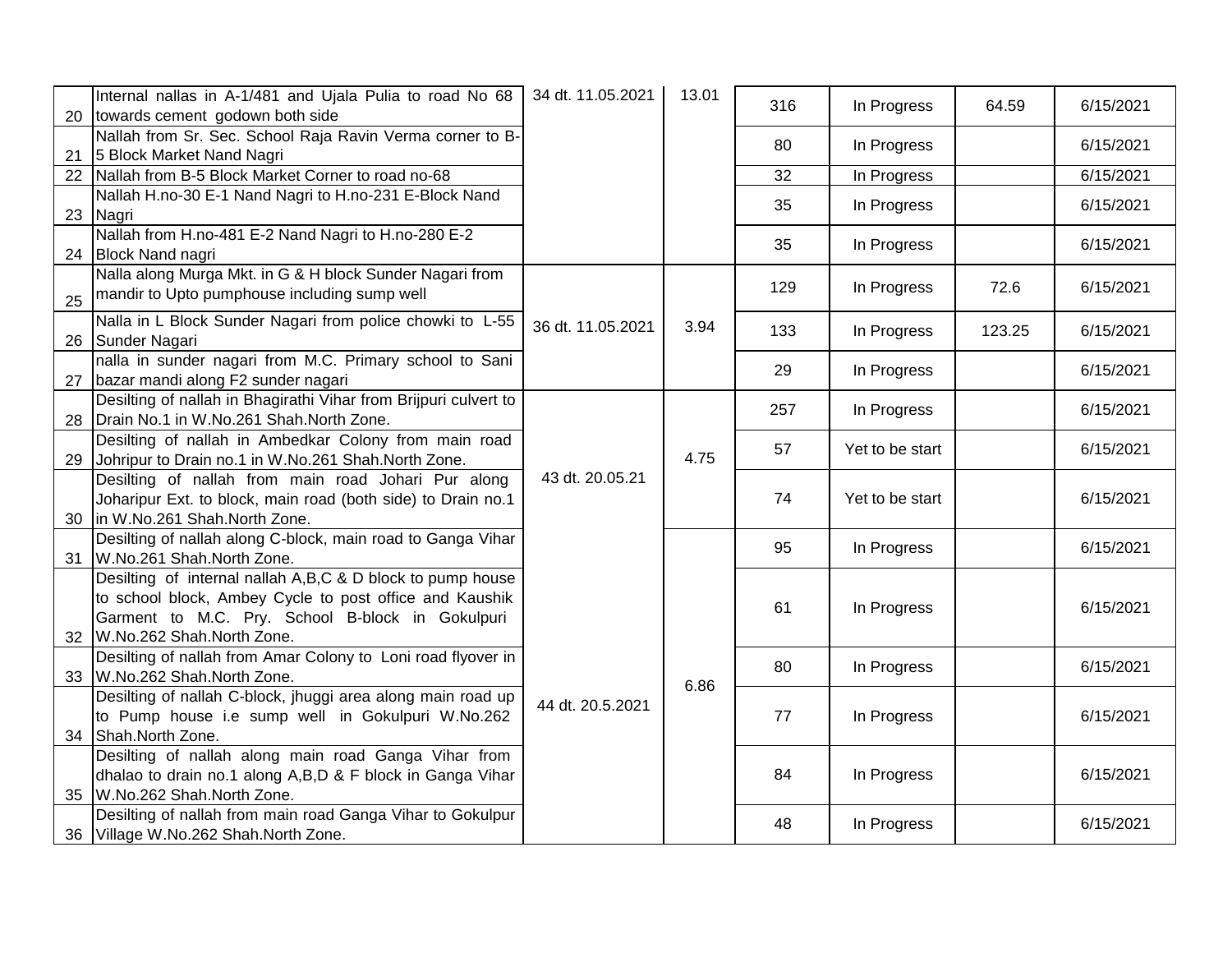| | | | | | | | |
|---|---|---|---|---|---|---|---|
| 20 | Internal nallas in A-1/481 and Ujala Pulia to road No 68 towards cement godown both side | 34 dt. 11.05.2021 | 13.01 | 316 | In Progress | 64.59 | 6/15/2021 |
| 21 | Nallah from Sr. Sec. School Raja Ravin Verma corner to B-5 Block Market Nand Nagri | | | 80 | In Progress | | 6/15/2021 |
| 22 | Nallah from B-5 Block Market Corner to road no-68 | | | 32 | In Progress | | 6/15/2021 |
| 23 | Nallah H.no-30 E-1 Nand Nagri to H.no-231 E-Block Nand Nagri | | | 35 | In Progress | | 6/15/2021 |
| 24 | Nallah from H.no-481 E-2 Nand Nagri to H.no-280 E-2 Block Nand nagri | | | 35 | In Progress | | 6/15/2021 |
| 25 | Nalla along Murga Mkt. in G & H block Sunder Nagari from mandir to Upto pumphouse including sump well | 36 dt. 11.05.2021 | 3.94 | 129 | In Progress | 72.6 | 6/15/2021 |
| 26 | Nalla in L Block Sunder Nagari from police chowki to L-55 Sunder Nagari | | | 133 | In Progress | 123.25 | 6/15/2021 |
| 27 | nalla in sunder nagari from M.C. Primary school to Sani bazar mandi along F2 sunder nagari | | | 29 | In Progress | | 6/15/2021 |
| 28 | Desilting of nallah in Bhagirathi Vihar from Brijpuri culvert to Drain No.1 in W.No.261 Shah.North Zone. | 43 dt. 20.05.21 | 4.75 | 257 | In Progress | | 6/15/2021 |
| 29 | Desilting of nallah in Ambedkar Colony from main road Johripur to Drain no.1 in W.No.261 Shah.North Zone. | | | 57 | Yet to be start | | 6/15/2021 |
| 30 | Desilting of nallah from main road Johari Pur along Joharipur Ext. to block, main road (both side) to Drain no.1 in W.No.261 Shah.North Zone. | | | 74 | Yet to be start | | 6/15/2021 |
| 31 | Desilting of nallah along C-block, main road to Ganga Vihar W.No.261 Shah.North Zone. | 44 dt. 20.5.2021 | 6.86 | 95 | In Progress | | 6/15/2021 |
| 32 | Desilting of internal nallah A,B,C & D block to pump house to school block, Ambey Cycle to post office and Kaushik Garment to M.C. Pry. School B-block in Gokulpuri W.No.262 Shah.North Zone. | | | 61 | In Progress | | 6/15/2021 |
| 33 | Desilting of nallah from Amar Colony to Loni road flyover in W.No.262 Shah.North Zone. | | | 80 | In Progress | | 6/15/2021 |
| 34 | Desilting of nallah C-block, jhuggi area along main road up to Pump house i.e sump well in Gokulpuri W.No.262 Shah.North Zone. | | | 77 | In Progress | | 6/15/2021 |
| 35 | Desilting of nallah along main road Ganga Vihar from dhalao to drain no.1 along A,B,D & F block in Ganga Vihar W.No.262 Shah.North Zone. | | | 84 | In Progress | | 6/15/2021 |
| 36 | Desilting of nallah from main road Ganga Vihar to Gokulpur Village W.No.262 Shah.North Zone. | | | 48 | In Progress | | 6/15/2021 |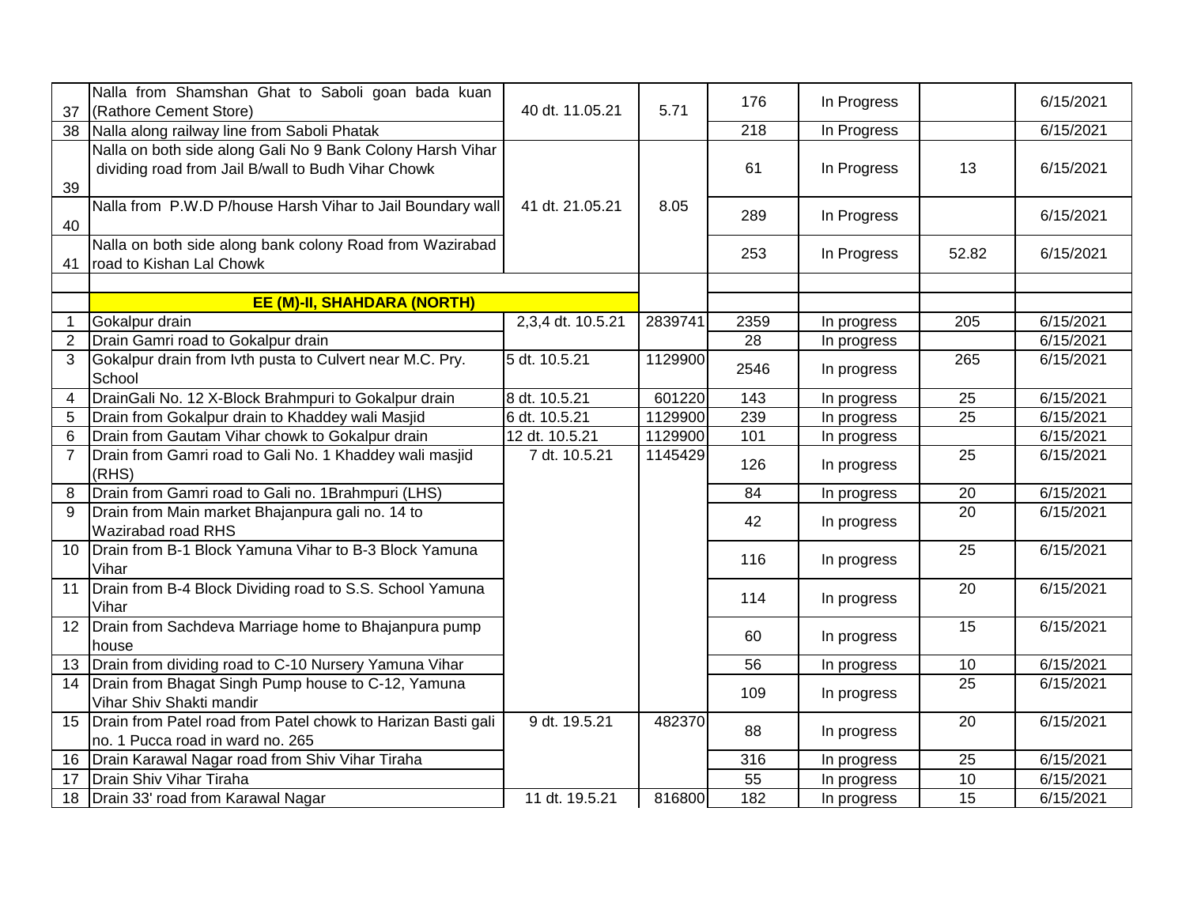| | | | | | | | |
|---|---|---|---|---|---|---|---|
| 37 | Nalla from Shamshan Ghat to Saboli goan bada kuan (Rathore Cement Store) | 40 dt. 11.05.21 | 5.71 | 176 | In Progress | | 6/15/2021 |
| 38 | Nalla along railway line from Saboli Phatak | | | 218 | In Progress | | 6/15/2021 |
| 39 | Nalla on both side along Gali No 9 Bank Colony Harsh Vihar dividing road from Jail B/wall to Budh Vihar Chowk | 41 dt. 21.05.21 | 8.05 | 61 | In Progress | 13 | 6/15/2021 |
| 40 | Nalla from P.W.D P/house Harsh Vihar to Jail Boundary wall | | | 289 | In Progress | | 6/15/2021 |
| 41 | Nalla on both side along bank colony Road from Wazirabad road to Kishan Lal Chowk | | | 253 | In Progress | 52.82 | 6/15/2021 |
| | | | | | | | |
| | **EE (M)-II, SHAHDARA (NORTH)** | | | | | | |
| 1 | Gokalpur drain | 2,3,4 dt. 10.5.21 | 2839741 | 2359 | In progress | 205 | 6/15/2021 |
| 2 | Drain Gamri road to Gokalpur drain | | | 28 | In progress | | 6/15/2021 |
| 3 | Gokalpur drain from Ivth pusta to Culvert near M.C. Pry. School | 5 dt. 10.5.21 | 1129900 | 2546 | In progress | 265 | 6/15/2021 |
| 4 | DrainGali No. 12 X-Block Brahmpuri to Gokalpur drain | 8 dt. 10.5.21 | 601220 | 143 | In progress | 25 | 6/15/2021 |
| 5 | Drain from Gokalpur drain to Khaddey wali Masjid | 6 dt. 10.5.21 | 1129900 | 239 | In progress | 25 | 6/15/2021 |
| 6 | Drain from Gautam Vihar chowk to Gokalpur drain | 12 dt. 10.5.21 | 1129900 | 101 | In progress | | 6/15/2021 |
| 7 | Drain from Gamri road to Gali No. 1 Khaddey wali masjid (RHS) | 7 dt. 10.5.21 | 1145429 | 126 | In progress | 25 | 6/15/2021 |
| 8 | Drain from Gamri road to Gali no. 1Brahmpuri (LHS) | | | 84 | In progress | 20 | 6/15/2021 |
| 9 | Drain from Main market Bhajanpura gali no. 14 to Wazirabad road RHS | | | 42 | In progress | 20 | 6/15/2021 |
| 10 | Drain from B-1 Block Yamuna Vihar to B-3 Block Yamuna Vihar | | | 116 | In progress | 25 | 6/15/2021 |
| 11 | Drain from B-4 Block Dividing road to S.S. School Yamuna Vihar | | | 114 | In progress | 20 | 6/15/2021 |
| 12 | Drain from Sachdeva Marriage home to Bhajanpura pump house | | | 60 | In progress | 15 | 6/15/2021 |
| 13 | Drain from dividing road to C-10 Nursery Yamuna Vihar | | | 56 | In progress | 10 | 6/15/2021 |
| 14 | Drain from Bhagat Singh Pump house to C-12, Yamuna Vihar Shiv Shakti mandir | | | 109 | In progress | 25 | 6/15/2021 |
| 15 | Drain from Patel road from Patel chowk to Harizan Basti gali no. 1 Pucca road in ward no. 265 | 9 dt. 19.5.21 | 482370 | 88 | In progress | 20 | 6/15/2021 |
| 16 | Drain Karawal Nagar road from Shiv Vihar Tiraha | | | 316 | In progress | 25 | 6/15/2021 |
| 17 | Drain Shiv Vihar Tiraha | | | 55 | In progress | 10 | 6/15/2021 |
| 18 | Drain 33' road from Karawal Nagar | 11 dt. 19.5.21 | 816800 | 182 | In progress | 15 | 6/15/2021 |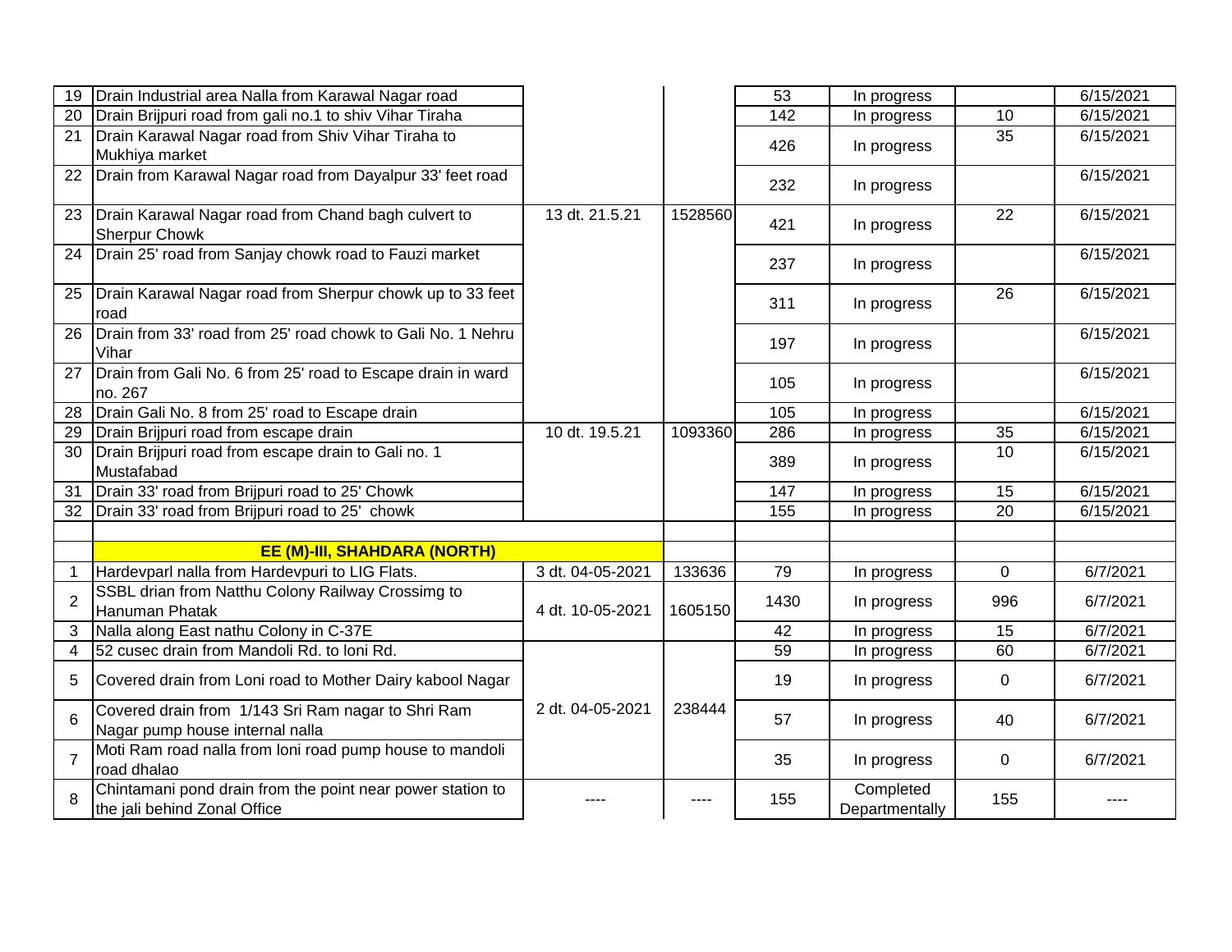| | | | | | | | |
|---|---|---|---|---|---|---|---|
| 19 | Drain Industrial area Nalla from Karawal Nagar road | | | 53 | In progress | | 6/15/2021 |
| 20 | Drain Brijpuri road from gali no.1 to shiv Vihar Tiraha | | | 142 | In progress | 10 | 6/15/2021 |
| 21 | Drain Karawal Nagar road from Shiv Vihar Tiraha to Mukhiya market | | | 426 | In progress | 35 | 6/15/2021 |
| 22 | Drain from Karawal Nagar road from Dayalpur 33' feet road | | | 232 | In progress | | 6/15/2021 |
| 23 | Drain Karawal Nagar road from Chand bagh culvert to Sherpur Chowk | 13 dt. 21.5.21 | 1528560 | 421 | In progress | 22 | 6/15/2021 |
| 24 | Drain 25' road from Sanjay chowk road to Fauzi market | | | 237 | In progress | | 6/15/2021 |
| 25 | Drain Karawal Nagar road from Sherpur chowk up to 33 feet road | | | 311 | In progress | 26 | 6/15/2021 |
| 26 | Drain from 33' road from 25' road chowk to Gali No. 1 Nehru Vihar | | | 197 | In progress | | 6/15/2021 |
| 27 | Drain from Gali No. 6 from 25' road to Escape drain in ward no. 267 | | | 105 | In progress | | 6/15/2021 |
| 28 | Drain Gali No. 8 from 25' road to Escape drain | | | 105 | In progress | | 6/15/2021 |
| 29 | Drain Brijpuri road from escape drain | 10 dt. 19.5.21 | 1093360 | 286 | In progress | 35 | 6/15/2021 |
| 30 | Drain Brijpuri road from escape drain to Gali no. 1 Mustafabad | | | 389 | In progress | 10 | 6/15/2021 |
| 31 | Drain 33' road from Brijpuri road to 25' Chowk | | | 147 | In progress | 15 | 6/15/2021 |
| 32 | Drain 33' road from Brijpuri road to 25' chowk | | | 155 | In progress | 20 | 6/15/2021 |
| | | | | | | | |
| | **EE (M)-III, SHAHDARA (NORTH)** | | | | | | |
| 1 | Hardevparl nalla from Hardevpuri to LIG Flats. | 3 dt. 04-05-2021 | 133636 | 79 | In progress | 0 | 6/7/2021 |
| 2 | SSBL drian from Natthu Colony Railway Crossimg to Hanuman Phatak | 4 dt. 10-05-2021 | 1605150 | 1430 | In progress | 996 | 6/7/2021 |
| 3 | Nalla along East nathu Colony in C-37E | | | 42 | In progress | 15 | 6/7/2021 |
| 4 | 52 cusec drain from Mandoli Rd. to loni Rd. | | | 59 | In progress | 60 | 6/7/2021 |
| 5 | Covered drain from Loni road to Mother Dairy kabool Nagar | | | 19 | In progress | 0 | 6/7/2021 |
| 6 | Covered drain from 1/143 Sri Ram nagar to Shri Ram Nagar pump house internal nalla | 2 dt. 04-05-2021 | 238444 | 57 | In progress | 40 | 6/7/2021 |
| 7 | Moti Ram road nalla from loni road pump house to mandoli road dhalao | | | 35 | In progress | 0 | 6/7/2021 |
| 8 | Chintamani pond drain from the point near power station to the jali behind Zonal Office | ---- | ---- | 155 | Completed Departmentally | 155 | ---- |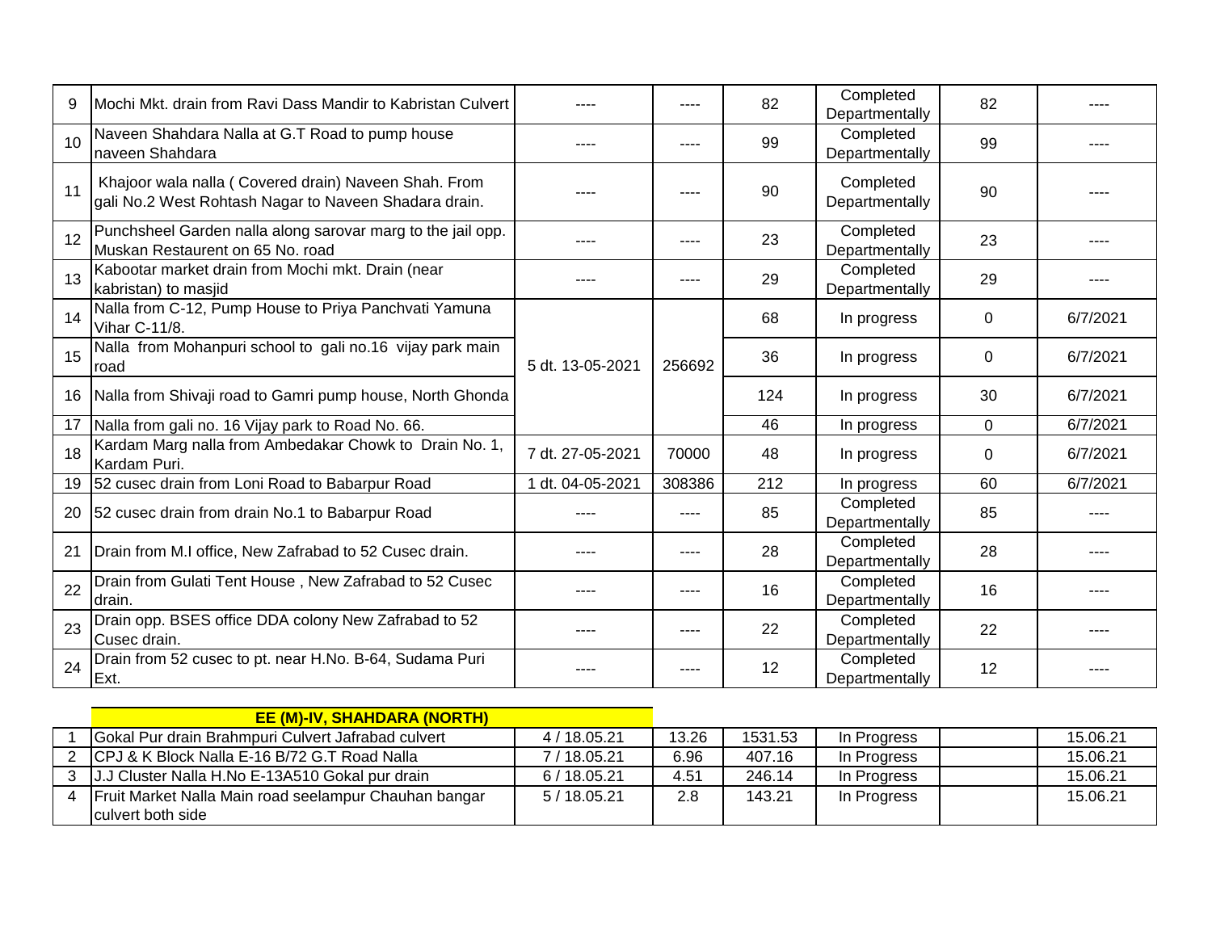| | | | | | | | |
|---|---|---|---|---|---|---|---|
| 9 | Mochi Mkt. drain from Ravi Dass Mandir to Kabristan Culvert | ---- | ---- | 82 | Completed Departmentally | 82 | ---- |
| 10 | Naveen Shahdara Nalla at G.T Road to pump house naveen Shahdara | ---- | ---- | 99 | Completed Departmentally | 99 | ---- |
| 11 | Khajoor wala nalla ( Covered drain) Naveen Shah. From gali No.2 West Rohtash Nagar to Naveen Shadara drain. | ---- | ---- | 90 | Completed Departmentally | 90 | ---- |
| 12 | Punchsheel Garden nalla along sarovar marg to the jail opp. Muskan Restaurent on 65 No. road | ---- | ---- | 23 | Completed Departmentally | 23 | ---- |
| 13 | Kabootar market drain from Mochi mkt. Drain (near kabristan) to masjid | ---- | ---- | 29 | Completed Departmentally | 29 | ---- |
| 14 | Nalla from C-12, Pump House to Priya Panchvati Yamuna Vihar C-11/8. | 5 dt. 13-05-2021 | 256692 | 68 | In progress | 0 | 6/7/2021 |
| 15 | Nalla from Mohanpuri school to gali no.16 vijay park main road | | | 36 | In progress | 0 | 6/7/2021 |
| 16 | Nalla from Shivaji road to Gamri pump house, North Ghonda | | | 124 | In progress | 30 | 6/7/2021 |
| 17 | Nalla from gali no. 16 Vijay park to Road No. 66. | | | 46 | In progress | 0 | 6/7/2021 |
| 18 | Kardam Marg nalla from Ambedakar Chowk to Drain No. 1, Kardam Puri. | 7 dt. 27-05-2021 | 70000 | 48 | In progress | 0 | 6/7/2021 |
| 19 | 52 cusec drain from Loni Road to Babarpur Road | 1 dt. 04-05-2021 | 308386 | 212 | In progress | 60 | 6/7/2021 |
| 20 | 52 cusec drain from drain No.1 to Babarpur Road | ---- | ---- | 85 | Completed Departmentally | 85 | ---- |
| 21 | Drain from M.I office, New Zafrabad to 52 Cusec drain. | ---- | ---- | 28 | Completed Departmentally | 28 | ---- |
| 22 | Drain from Gulati Tent House , New Zafrabad to 52 Cusec drain. | ---- | ---- | 16 | Completed Departmentally | 16 | ---- |
| 23 | Drain opp. BSES office DDA colony New Zafrabad to 52 Cusec drain. | ---- | ---- | 22 | Completed Departmentally | 22 | ---- |
| 24 | Drain from 52 cusec to pt. near H.No. B-64, Sudama Puri Ext. | ---- | ---- | 12 | Completed Departmentally | 12 | ---- |

**EE (M)-IV, SHAHDARA (NORTH)**

| | | | | | | | |
|---|---|---|---|---|---|---|---|
| 1 | Gokal Pur drain Brahmpuri Culvert Jafrabad culvert | 4 / 18.05.21 | 13.26 | 1531.53 | In Progress | | 15.06.21 |
| 2 | CPJ & K Block Nalla E-16 B/72 G.T Road Nalla | 7 / 18.05.21 | 6.96 | 407.16 | In Progress | | 15.06.21 |
| 3 | J.J Cluster Nalla H.No E-13A510 Gokal pur drain | 6 / 18.05.21 | 4.51 | 246.14 | In Progress | | 15.06.21 |
| 4 | Fruit Market Nalla Main road seelampur Chauhan bangar culvert both side | 5 / 18.05.21 | 2.8 | 143.21 | In Progress | | 15.06.21 |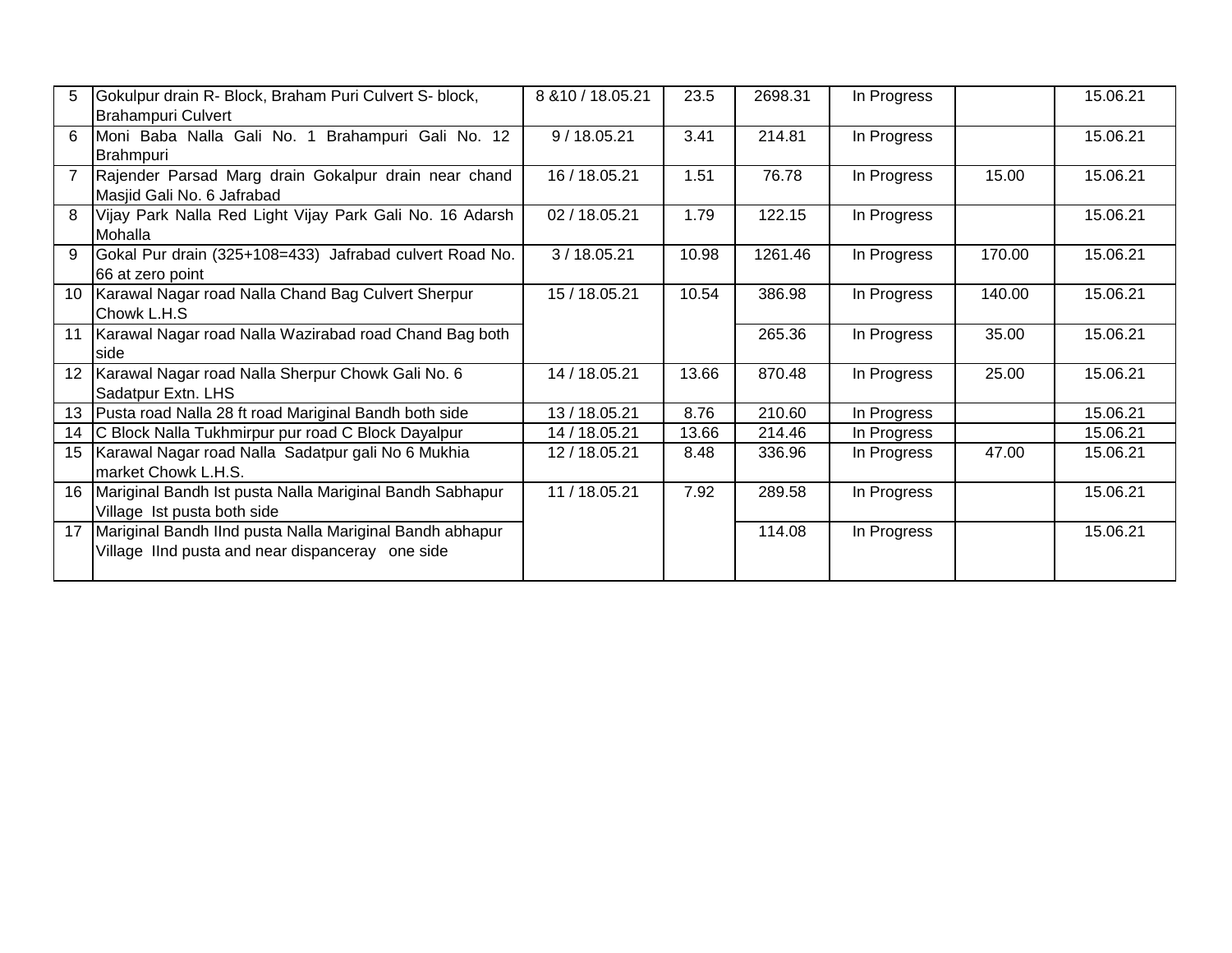| | | | | | | | |
|---|---|---|---|---|---|---|---|
| 5 | Gokulpur drain R- Block, Braham Puri Culvert S- block, Brahampuri Culvert | 8 &10 / 18.05.21 | 23.5 | 2698.31 | In Progress | | 15.06.21 |
| 6 | Moni Baba Nalla Gali No. 1 Brahampuri Gali No. 12 Brahmpuri | 9 / 18.05.21 | 3.41 | 214.81 | In Progress | | 15.06.21 |
| 7 | Rajender Parsad Marg drain Gokalpur drain near chand Masjid Gali No. 6 Jafrabad | 16 / 18.05.21 | 1.51 | 76.78 | In Progress | 15.00 | 15.06.21 |
| 8 | Vijay Park Nalla Red Light Vijay Park Gali No. 16 Adarsh Mohalla | 02 / 18.05.21 | 1.79 | 122.15 | In Progress | | 15.06.21 |
| 9 | Gokal Pur drain (325+108=433) Jafrabad culvert Road No. 66 at zero point | 3 / 18.05.21 | 10.98 | 1261.46 | In Progress | 170.00 | 15.06.21 |
| 10 | Karawal Nagar road Nalla Chand Bag Culvert Sherpur Chowk L.H.S | 15 / 18.05.21 | 10.54 | 386.98 | In Progress | 140.00 | 15.06.21 |
| 11 | Karawal Nagar road Nalla Wazirabad road Chand Bag both side | | | 265.36 | In Progress | 35.00 | 15.06.21 |
| 12 | Karawal Nagar road Nalla Sherpur Chowk Gali No. 6 Sadatpur Extn. LHS | 14 / 18.05.21 | 13.66 | 870.48 | In Progress | 25.00 | 15.06.21 |
| 13 | Pusta road Nalla 28 ft road Mariginal Bandh both side | 13 / 18.05.21 | 8.76 | 210.60 | In Progress | | 15.06.21 |
| 14 | C Block Nalla Tukhmirpur pur road C Block Dayalpur | 14 / 18.05.21 | 13.66 | 214.46 | In Progress | | 15.06.21 |
| 15 | Karawal Nagar road Nalla Sadatpur gali No 6 Mukhia market Chowk L.H.S. | 12 / 18.05.21 | 8.48 | 336.96 | In Progress | 47.00 | 15.06.21 |
| 16 | Mariginal Bandh Ist pusta Nalla Mariginal Bandh Sabhapur Village Ist pusta both side | 11 / 18.05.21 | 7.92 | 289.58 | In Progress | | 15.06.21 |
| 17 | Mariginal Bandh IInd pusta Nalla Mariginal Bandh abhapur Village IInd pusta and near dispanceray one side | | | 114.08 | In Progress | | 15.06.21 |